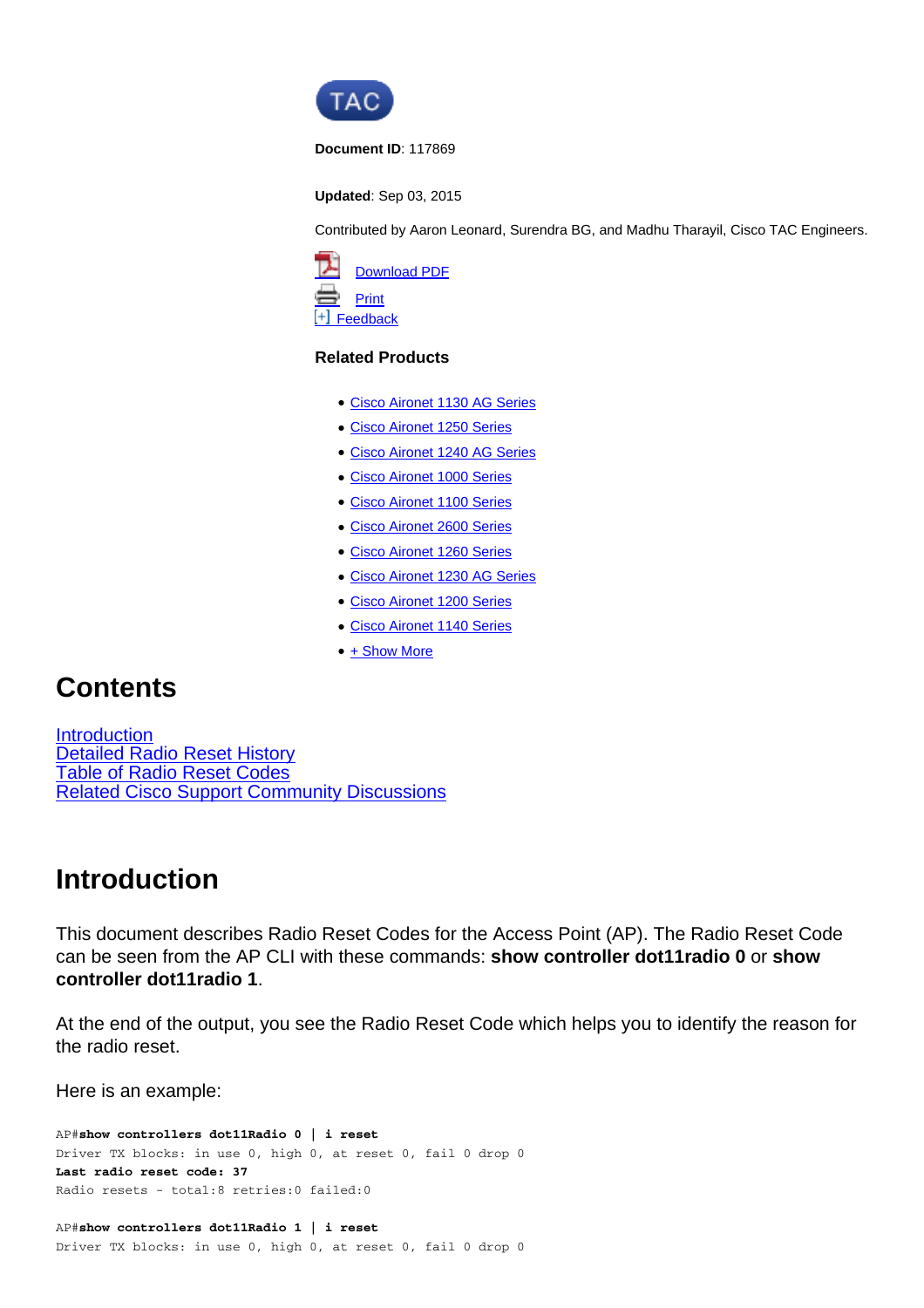TAC

**Document ID**: 117869

**Updated**: Sep 03, 2015

Contributed by Aaron Leonard, Surendra BG, and Madhu Tharayil, Cisco TAC Engineers.

Download PDF
Print
[+] Feedback

**Related Products**

- Cisco Aironet 1130 AG Series
- Cisco Aironet 1250 Series
- Cisco Aironet 1240 AG Series
- Cisco Aironet 1000 Series
- Cisco Aironet 1100 Series
- Cisco Aironet 2600 Series
- Cisco Aironet 1260 Series
- Cisco Aironet 1230 AG Series
- Cisco Aironet 1200 Series
- Cisco Aironet 1140 Series
- + Show More

# Contents

Introduction
Detailed Radio Reset History
Table of Radio Reset Codes
Related Cisco Support Community Discussions

# Introduction

This document describes Radio Reset Codes for the Access Point (AP). The Radio Reset Code can be seen from the AP CLI with these commands: **show controller dot11radio 0** or **show controller dot11radio 1**.

At the end of the output, you see the Radio Reset Code which helps you to identify the reason for the radio reset.

Here is an example:

```
AP#show controllers dot11Radio 0 | i reset
Driver TX blocks: in use 0, high 0, at reset 0, fail 0 drop 0
Last radio reset code: 37
Radio resets - total:8 retries:0 failed:0

AP#show controllers dot11Radio 1 | i reset
Driver TX blocks: in use 0, high 0, at reset 0, fail 0 drop 0
```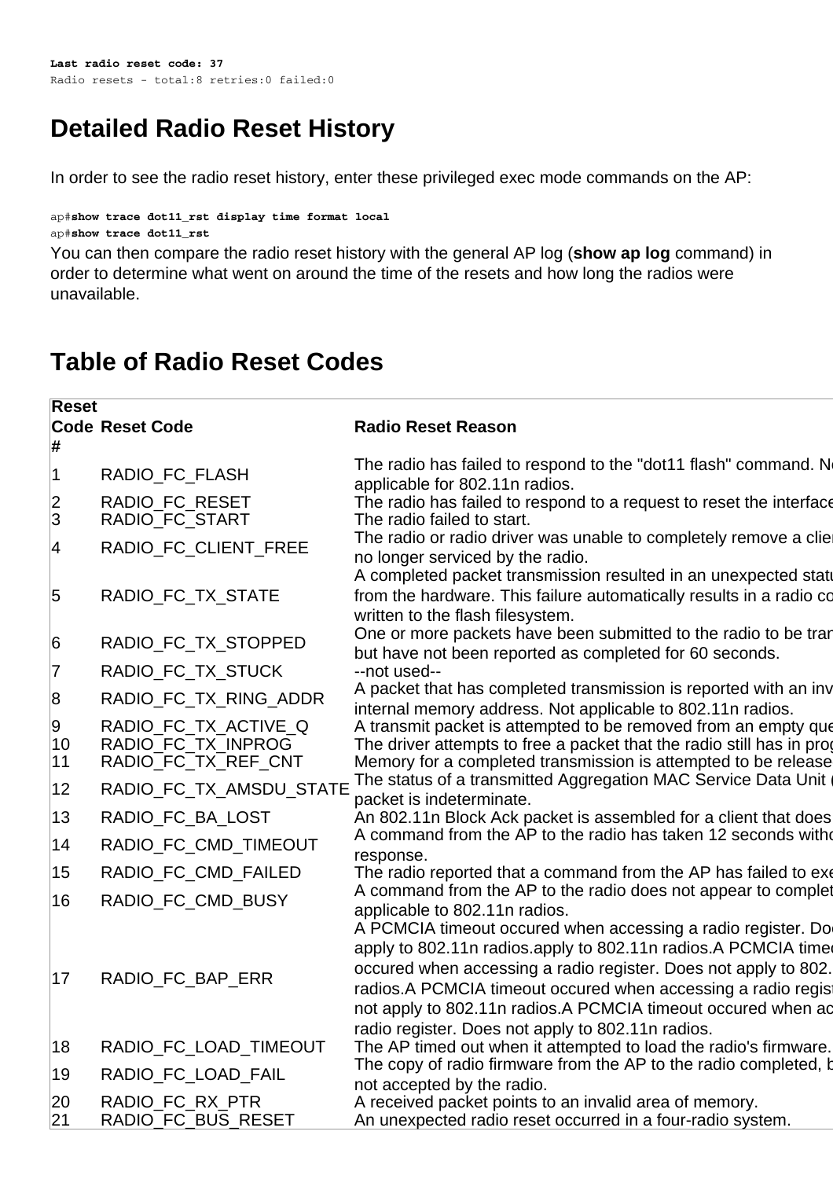```
Last radio reset code: 37
Radio resets - total:8 retries:0 failed:0
```

## Detailed Radio Reset History

In order to see the radio reset history, enter these privileged exec mode commands on the AP:

```
ap#show trace dot11_rst display time format local
ap#show trace dot11_rst
```

You can then compare the radio reset history with the general AP log (**show ap log** command) in order to determine what went on around the time of the resets and how long the radios were unavailable.

## Table of Radio Reset Codes

| Reset Code # | Reset Code | Radio Reset Reason |
|---|---|---|
| 1 | RADIO_FC_FLASH | The radio has failed to respond to the "dot11 flash" command. No applicable for 802.11n radios. |
| 2 | RADIO_FC_RESET | The radio has failed to respond to a request to reset the interface |
| 3 | RADIO_FC_START | The radio failed to start. |
| 4 | RADIO_FC_CLIENT_FREE | The radio or radio driver was unable to completely remove a clien no longer serviced by the radio. |
| 5 | RADIO_FC_TX_STATE | A completed packet transmission resulted in an unexpected statu from the hardware. This failure automatically results in a radio co written to the flash filesystem. |
| 6 | RADIO_FC_TX_STOPPED | One or more packets have been submitted to the radio to be tran but have not been reported as completed for 60 seconds. |
| 7 | RADIO_FC_TX_STUCK | --not used-- |
| 8 | RADIO_FC_TX_RING_ADDR | A packet that has completed transmission is reported with an inv internal memory address. Not applicable to 802.11n radios. |
| 9 | RADIO_FC_TX_ACTIVE_Q | A transmit packet is attempted to be removed from an empty que |
| 10 | RADIO_FC_TX_INPROG | The driver attempts to free a packet that the radio still has in prog |
| 11 | RADIO_FC_TX_REF_CNT | Memory for a completed transmission is attempted to be release |
| 12 | RADIO_FC_TX_AMSDU_STATE | The status of a transmitted Aggregation MAC Service Data Unit ( packet is indeterminate. |
| 13 | RADIO_FC_BA_LOST | An 802.11n Block Ack packet is assembled for a client that does |
| 14 | RADIO_FC_CMD_TIMEOUT | A command from the AP to the radio has taken 12 seconds witho response. |
| 15 | RADIO_FC_CMD_FAILED | The radio reported that a command from the AP has failed to exe |
| 16 | RADIO_FC_CMD_BUSY | A command from the AP to the radio does not appear to complet applicable to 802.11n radios. |
| 17 | RADIO_FC_BAP_ERR | A PCMCIA timeout occured when accessing a radio register. Doe apply to 802.11n radios.apply to 802.11n radios.A PCMCIA time occured when accessing a radio register. Does not apply to 802. radios.A PCMCIA timeout occured when accessing a radio regist not apply to 802.11n radios.A PCMCIA timeout occured when ac radio register. Does not apply to 802.11n radios. |
| 18 | RADIO_FC_LOAD_TIMEOUT | The AP timed out when it attempted to load the radio's firmware. |
| 19 | RADIO_FC_LOAD_FAIL | The copy of radio firmware from the AP to the radio completed, b not accepted by the radio. |
| 20 | RADIO_FC_RX_PTR | A received packet points to an invalid area of memory. |
| 21 | RADIO_FC_BUS_RESET | An unexpected radio reset occurred in a four-radio system. |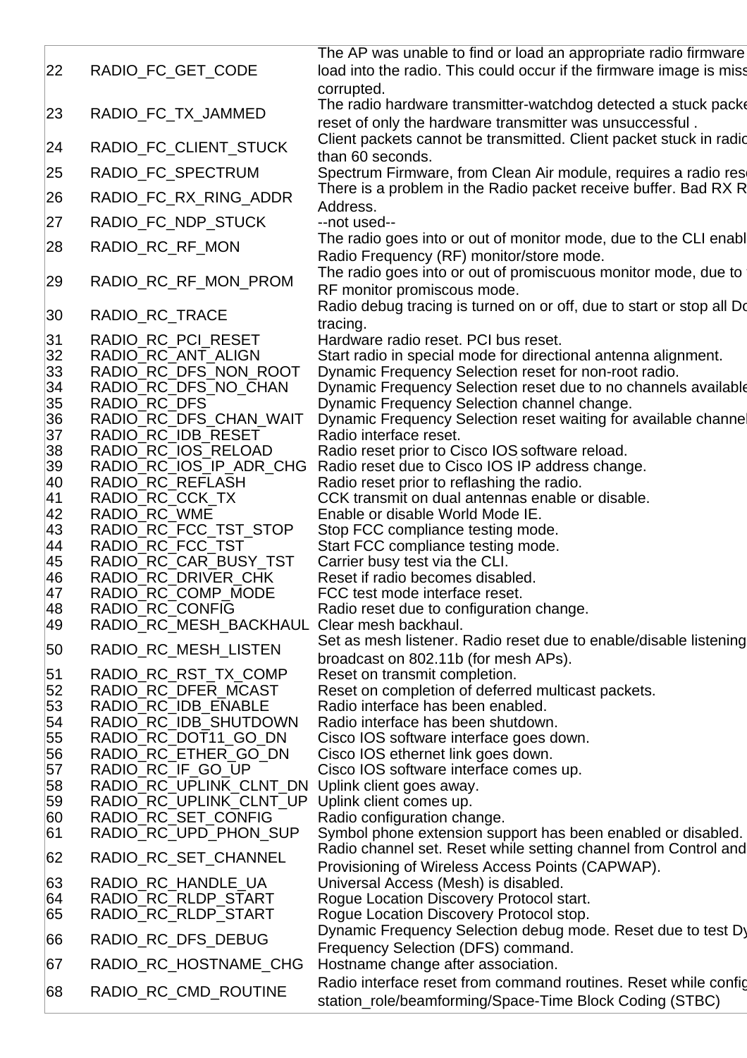| | | |
|---|---|---|
| 22 | RADIO_FC_GET_CODE | The AP was unable to find or load an appropriate radio firmware load into the radio. This could occur if the firmware image is miss corrupted. |
| 23 | RADIO_FC_TX_JAMMED | The radio hardware transmitter-watchdog detected a stuck packe reset of only the hardware transmitter was unsuccessful . |
| 24 | RADIO_FC_CLIENT_STUCK | Client packets cannot be transmitted. Client packet stuck in radio than 60 seconds. |
| 25 | RADIO_FC_SPECTRUM | Spectrum Firmware, from Clean Air module, requires a radio res |
| 26 | RADIO_FC_RX_RING_ADDR | There is a problem in the Radio packet receive buffer. Bad RX R Address. |
| 27 | RADIO_FC_NDP_STUCK | --not used-- |
| 28 | RADIO_RC_RF_MON | The radio goes into or out of monitor mode, due to the CLI enabl Radio Frequency (RF) monitor/store mode. |
| 29 | RADIO_RC_RF_MON_PROM | The radio goes into or out of promiscuous monitor mode, due to RF monitor promiscous mode. |
| 30 | RADIO_RC_TRACE | Radio debug tracing is turned on or off, due to start or stop all Do tracing. |
| 31 | RADIO_RC_PCI_RESET | Hardware radio reset. PCI bus reset. |
| 32 | RADIO_RC_ANT_ALIGN | Start radio in special mode for directional antenna alignment. |
| 33 | RADIO_RC_DFS_NON_ROOT | Dynamic Frequency Selection reset for non-root radio. |
| 34 | RADIO_RC_DFS_NO_CHAN | Dynamic Frequency Selection reset due to no channels available |
| 35 | RADIO_RC_DFS | Dynamic Frequency Selection channel change. |
| 36 | RADIO_RC_DFS_CHAN_WAIT | Dynamic Frequency Selection reset waiting for available channel |
| 37 | RADIO_RC_IDB_RESET | Radio interface reset. |
| 38 | RADIO_RC_IOS_RELOAD | Radio reset prior to Cisco IOS software reload. |
| 39 | RADIO_RC_IOS_IP_ADR_CHG | Radio reset due to Cisco IOS IP address change. |
| 40 | RADIO_RC_REFLASH | Radio reset prior to reflashing the radio. |
| 41 | RADIO_RC_CCK_TX | CCK transmit on dual antennas enable or disable. |
| 42 | RADIO_RC_WME | Enable or disable World Mode IE. |
| 43 | RADIO_RC_FCC_TST_STOP | Stop FCC compliance testing mode. |
| 44 | RADIO_RC_FCC_TST | Start FCC compliance testing mode. |
| 45 | RADIO_RC_CAR_BUSY_TST | Carrier busy test via the CLI. |
| 46 | RADIO_RC_DRIVER_CHK | Reset if radio becomes disabled. |
| 47 | RADIO_RC_COMP_MODE | FCC test mode interface reset. |
| 48 | RADIO_RC_CONFIG | Radio reset due to configuration change. |
| 49 | RADIO_RC_MESH_BACKHAUL | Clear mesh backhaul. |
| 50 | RADIO_RC_MESH_LISTEN | Set as mesh listener. Radio reset due to enable/disable listening broadcast on 802.11b (for mesh APs). |
| 51 | RADIO_RC_RST_TX_COMP | Reset on transmit completion. |
| 52 | RADIO_RC_DFER_MCAST | Reset on completion of deferred multicast packets. |
| 53 | RADIO_RC_IDB_ENABLE | Radio interface has been enabled. |
| 54 | RADIO_RC_IDB_SHUTDOWN | Radio interface has been shutdown. |
| 55 | RADIO_RC_DOT11_GO_DN | Cisco IOS software interface goes down. |
| 56 | RADIO_RC_ETHER_GO_DN | Cisco IOS ethernet link goes down. |
| 57 | RADIO_RC_IF_GO_UP | Cisco IOS software interface comes up. |
| 58 | RADIO_RC_UPLINK_CLNT_DN | Uplink client goes away. |
| 59 | RADIO_RC_UPLINK_CLNT_UP | Uplink client comes up. |
| 60 | RADIO_RC_SET_CONFIG | Radio configuration change. |
| 61 | RADIO_RC_UPD_PHON_SUP | Symbol phone extension support has been enabled or disabled. |
| 62 | RADIO_RC_SET_CHANNEL | Radio channel set. Reset while setting channel from Control and Provisioning of Wireless Access Points (CAPWAP). |
| 63 | RADIO_RC_HANDLE_UA | Universal Access (Mesh) is disabled. |
| 64 | RADIO_RC_RLDP_START | Rogue Location Discovery Protocol start. |
| 65 | RADIO_RC_RLDP_START | Rogue Location Discovery Protocol stop. |
| 66 | RADIO_RC_DFS_DEBUG | Dynamic Frequency Selection debug mode. Reset due to test Dy Frequency Selection (DFS) command. |
| 67 | RADIO_RC_HOSTNAME_CHG | Hostname change after association. |
| 68 | RADIO_RC_CMD_ROUTINE | Radio interface reset from command routines. Reset while config station_role/beamforming/Space-Time Block Coding (STBC) |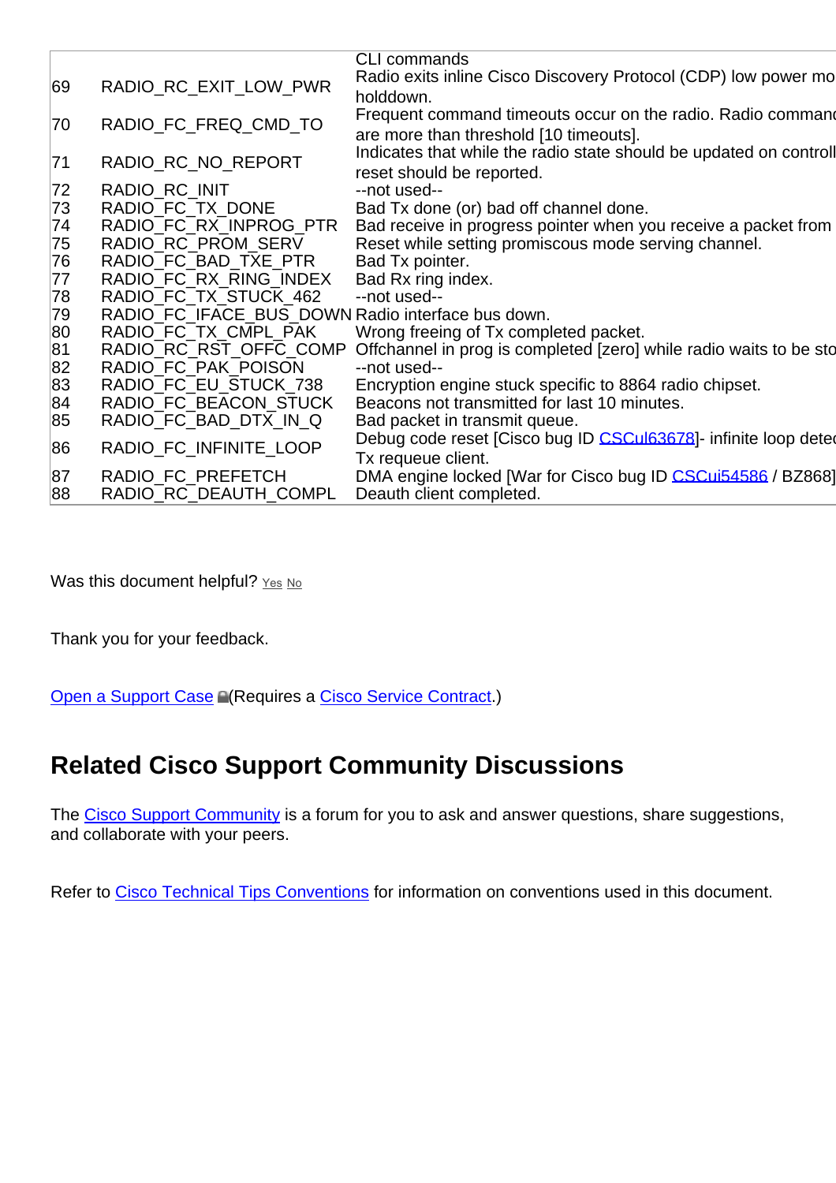| | | |
|---|---|---|
| | | CLI commands |
| 69 | RADIO_RC_EXIT_LOW_PWR | Radio exits inline Cisco Discovery Protocol (CDP) low power mo holddown. |
| 70 | RADIO_FC_FREQ_CMD_TO | Frequent command timeouts occur on the radio. Radio command are more than threshold [10 timeouts]. |
| 71 | RADIO_RC_NO_REPORT | Indicates that while the radio state should be updated on controll reset should be reported. |
| 72 | RADIO_RC_INIT | --not used-- |
| 73 | RADIO_FC_TX_DONE | Bad Tx done (or) bad off channel done. |
| 74 | RADIO_FC_RX_INPROG_PTR | Bad receive in progress pointer when you receive a packet from |
| 75 | RADIO_RC_PROM_SERV | Reset while setting promiscous mode serving channel. |
| 76 | RADIO_FC_BAD_TXE_PTR | Bad Tx pointer. |
| 77 | RADIO_FC_RX_RING_INDEX | Bad Rx ring index. |
| 78 | RADIO_FC_TX_STUCK_462 | --not used-- |
| 79 | RADIO_FC_IFACE_BUS_DOWN | Radio interface bus down. |
| 80 | RADIO_FC_TX_CMPL_PAK | Wrong freeing of Tx completed packet. |
| 81 | RADIO_RC_RST_OFFC_COMP | Offchannel in prog is completed [zero] while radio waits to be sto |
| 82 | RADIO_FC_PAK_POISON | --not used-- |
| 83 | RADIO_FC_EU_STUCK_738 | Encryption engine stuck specific to 8864 radio chipset. |
| 84 | RADIO_FC_BEACON_STUCK | Beacons not transmitted for last 10 minutes. |
| 85 | RADIO_FC_BAD_DTX_IN_Q | Bad packet in transmit queue. |
| 86 | RADIO_FC_INFINITE_LOOP | Debug code reset [Cisco bug ID CSCul63678]- infinite loop detec Tx requeue client. |
| 87 | RADIO_FC_PREFETCH | DMA engine locked [War for Cisco bug ID CSCui54586 / BZ868] |
| 88 | RADIO_RC_DEAUTH_COMPL | Deauth client completed. |

Was this document helpful? Yes No

Thank you for your feedback.

Open a Support Case (Requires a Cisco Service Contract.)

## Related Cisco Support Community Discussions

The Cisco Support Community is a forum for you to ask and answer questions, share suggestions, and collaborate with your peers.

Refer to Cisco Technical Tips Conventions for information on conventions used in this document.